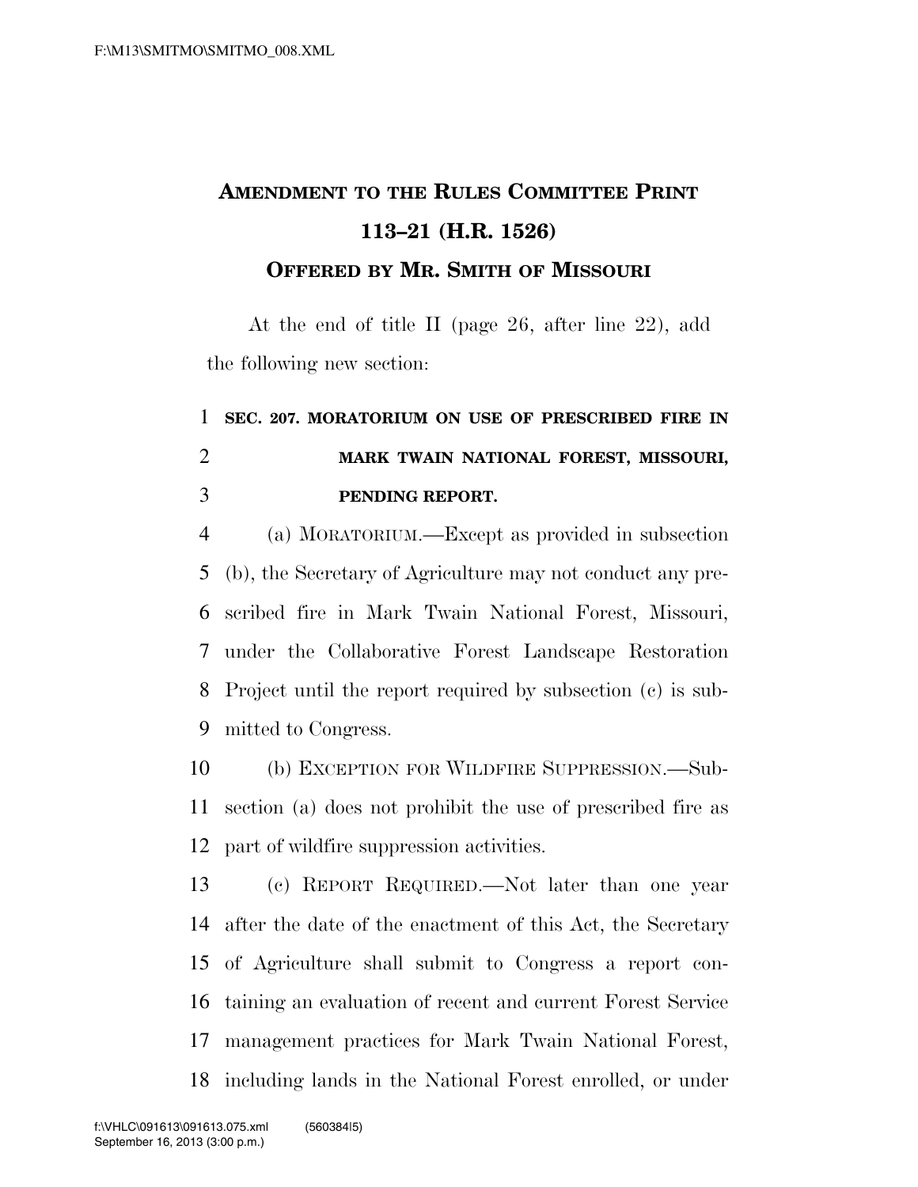# AMENDMENT TO THE RULES COMMITTEE PRINT 113–21 (H.R. 1526)

## OFFERED BY MR. SMITH OF MISSOURI

At the end of title II (page 26, after line 22), add the following new section:

**SEC. 207. MORATORIUM ON USE OF PRESCRIBED FIRE IN MARK TWAIN NATIONAL FOREST, MISSOURI, PENDING REPORT.**

(a) MORATORIUM.—Except as provided in subsection (b), the Secretary of Agriculture may not conduct any prescribed fire in Mark Twain National Forest, Missouri, under the Collaborative Forest Landscape Restoration Project until the report required by subsection (c) is submitted to Congress.

(b) EXCEPTION FOR WILDFIRE SUPPRESSION.—Subsection (a) does not prohibit the use of prescribed fire as part of wildfire suppression activities.

(c) REPORT REQUIRED.—Not later than one year after the date of the enactment of this Act, the Secretary of Agriculture shall submit to Congress a report containing an evaluation of recent and current Forest Service management practices for Mark Twain National Forest, including lands in the National Forest enrolled, or under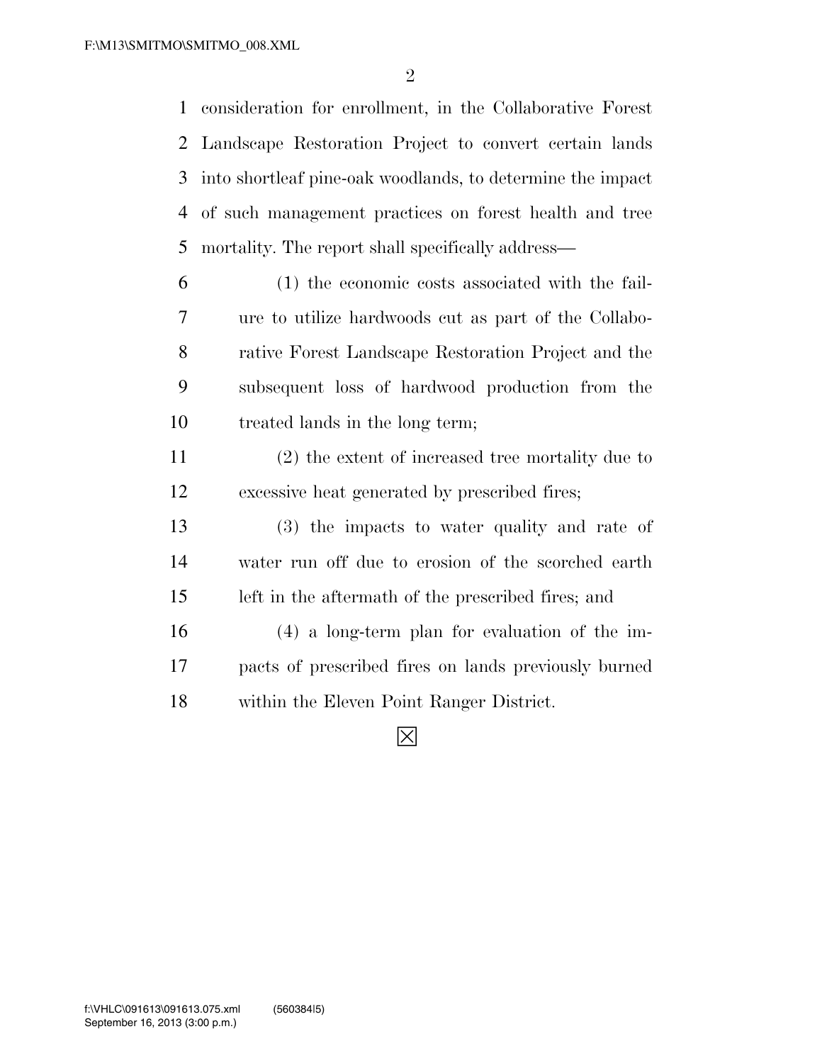consideration for enrollment, in the Collaborative Forest Landscape Restoration Project to convert certain lands into shortleaf pine-oak woodlands, to determine the impact of such management practices on forest health and tree mortality. The report shall specifically address—

(1) the economic costs associated with the failure to utilize hardwoods cut as part of the Collaborative Forest Landscape Restoration Project and the subsequent loss of hardwood production from the treated lands in the long term;

(2) the extent of increased tree mortality due to excessive heat generated by prescribed fires;

(3) the impacts to water quality and rate of water run off due to erosion of the scorched earth left in the aftermath of the prescribed fires; and

(4) a long-term plan for evaluation of the impacts of prescribed fires on lands previously burned within the Eleven Point Ranger District.

☒